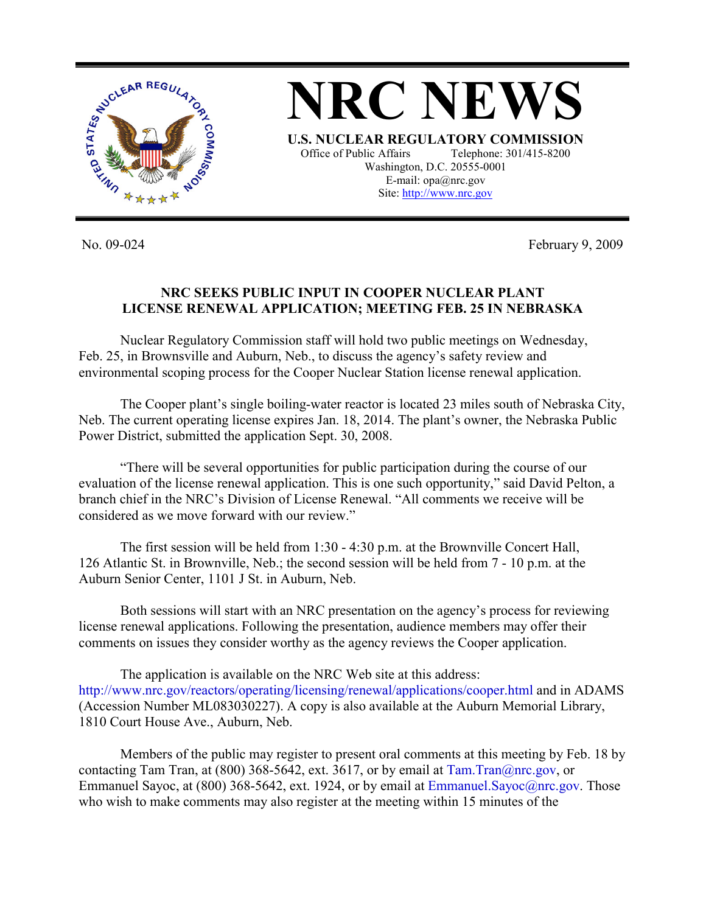# NRC NEWS

**U.S. NUCLEAR REGULATORY COMMISSION**

Office of Public Affairs Telephone: 301/415-8200
Washington, D.C. 20555-0001
E-mail: opa@nrc.gov
Site: http://www.nrc.gov

No. 09-024 February 9, 2009

## NRC SEEKS PUBLIC INPUT IN COOPER NUCLEAR PLANT LICENSE RENEWAL APPLICATION; MEETING FEB. 25 IN NEBRASKA

Nuclear Regulatory Commission staff will hold two public meetings on Wednesday, Feb. 25, in Brownsville and Auburn, Neb., to discuss the agency's safety review and environmental scoping process for the Cooper Nuclear Station license renewal application.

The Cooper plant's single boiling-water reactor is located 23 miles south of Nebraska City, Neb. The current operating license expires Jan. 18, 2014. The plant's owner, the Nebraska Public Power District, submitted the application Sept. 30, 2008.

"There will be several opportunities for public participation during the course of our evaluation of the license renewal application. This is one such opportunity," said David Pelton, a branch chief in the NRC's Division of License Renewal. "All comments we receive will be considered as we move forward with our review."

The first session will be held from 1:30 - 4:30 p.m. at the Brownville Concert Hall, 126 Atlantic St. in Brownville, Neb.; the second session will be held from 7 - 10 p.m. at the Auburn Senior Center, 1101 J St. in Auburn, Neb.

Both sessions will start with an NRC presentation on the agency's process for reviewing license renewal applications. Following the presentation, audience members may offer their comments on issues they consider worthy as the agency reviews the Cooper application.

The application is available on the NRC Web site at this address: http://www.nrc.gov/reactors/operating/licensing/renewal/applications/cooper.html and in ADAMS (Accession Number ML083030227). A copy is also available at the Auburn Memorial Library, 1810 Court House Ave., Auburn, Neb.

Members of the public may register to present oral comments at this meeting by Feb. 18 by contacting Tam Tran, at (800) 368-5642, ext. 3617, or by email at Tam.Tran@nrc.gov, or Emmanuel Sayoc, at (800) 368-5642, ext. 1924, or by email at Emmanuel.Sayoc@nrc.gov. Those who wish to make comments may also register at the meeting within 15 minutes of the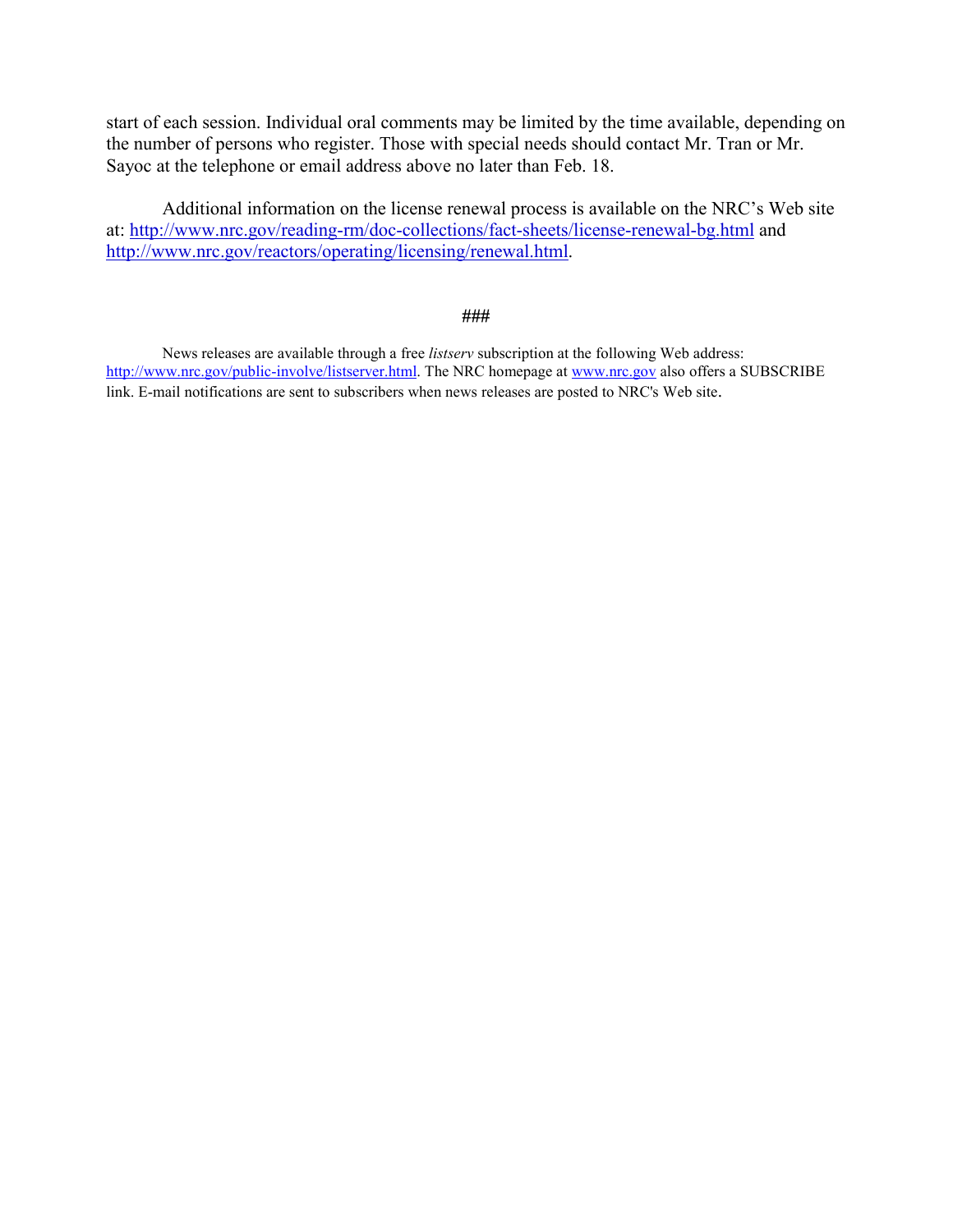start of each session. Individual oral comments may be limited by the time available, depending on the number of persons who register. Those with special needs should contact Mr. Tran or Mr. Sayoc at the telephone or email address above no later than Feb. 18.

Additional information on the license renewal process is available on the NRC's Web site at: http://www.nrc.gov/reading-rm/doc-collections/fact-sheets/license-renewal-bg.html and http://www.nrc.gov/reactors/operating/licensing/renewal.html.

###

News releases are available through a free *listserv* subscription at the following Web address: http://www.nrc.gov/public-involve/listserver.html. The NRC homepage at www.nrc.gov also offers a SUBSCRIBE link. E-mail notifications are sent to subscribers when news releases are posted to NRC's Web site.